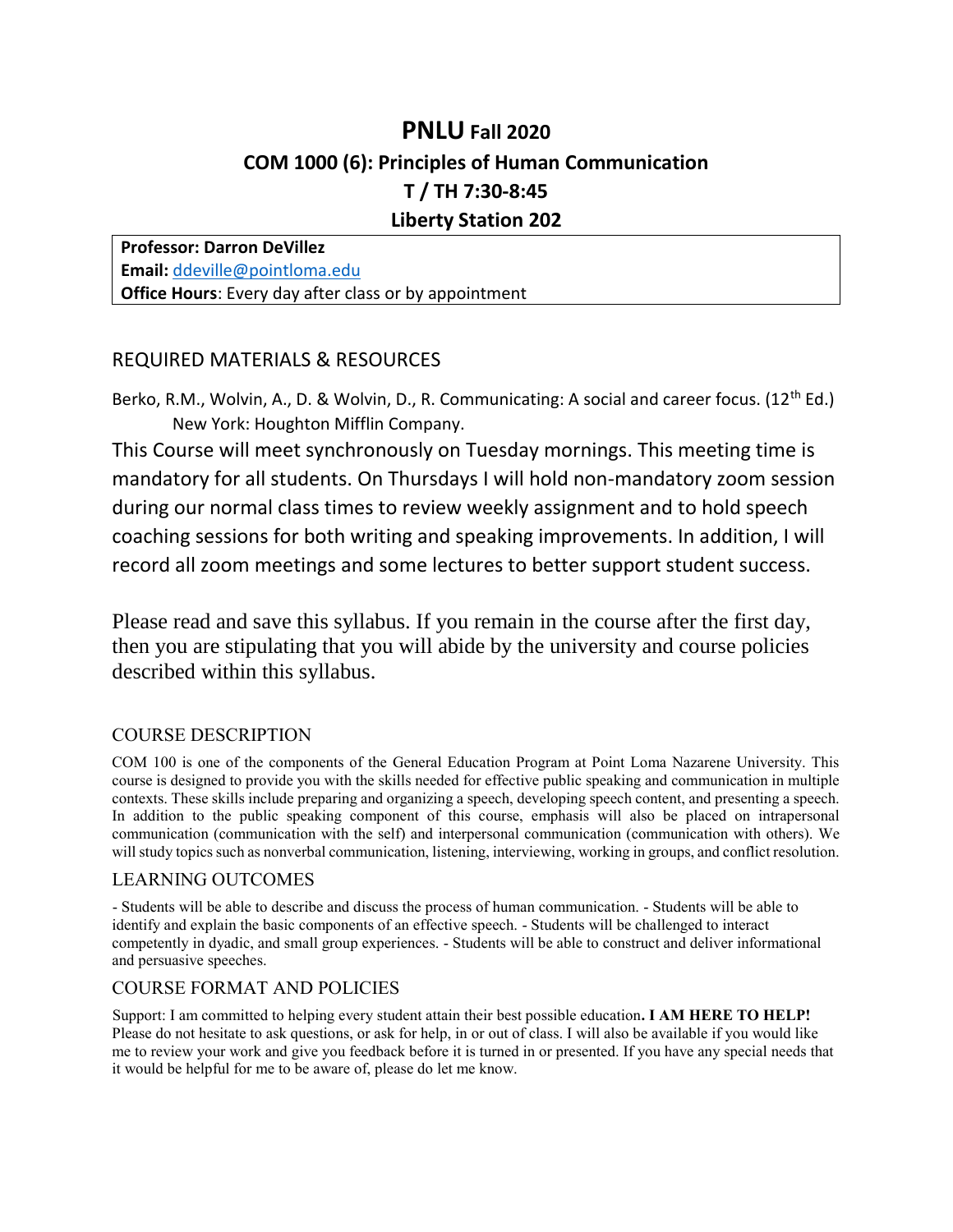# PNLU Fall 2020

## COM 1000 (6): Principles of Human Communication

## T / TH 7:30-8:45

## Liberty Station 202

**Professor: Darron DeVillez**
**Email:** ddeville@pointloma.edu
**Office Hours**: Every day after class or by appointment

## REQUIRED MATERIALS & RESOURCES

Berko, R.M., Wolvin, A., D. & Wolvin, D., R. Communicating: A social and career focus. (12th Ed.) New York: Houghton Mifflin Company.

This Course will meet synchronously on Tuesday mornings. This meeting time is mandatory for all students. On Thursdays I will hold non-mandatory zoom session during our normal class times to review weekly assignment and to hold speech coaching sessions for both writing and speaking improvements. In addition, I will record all zoom meetings and some lectures to better support student success.

Please read and save this syllabus. If you remain in the course after the first day, then you are stipulating that you will abide by the university and course policies described within this syllabus.

## COURSE DESCRIPTION

COM 100 is one of the components of the General Education Program at Point Loma Nazarene University. This course is designed to provide you with the skills needed for effective public speaking and communication in multiple contexts. These skills include preparing and organizing a speech, developing speech content, and presenting a speech. In addition to the public speaking component of this course, emphasis will also be placed on intrapersonal communication (communication with the self) and interpersonal communication (communication with others). We will study topics such as nonverbal communication, listening, interviewing, working in groups, and conflict resolution.

## LEARNING OUTCOMES

- Students will be able to describe and discuss the process of human communication. - Students will be able to identify and explain the basic components of an effective speech. - Students will be challenged to interact competently in dyadic, and small group experiences. - Students will be able to construct and deliver informational and persuasive speeches.

## COURSE FORMAT AND POLICIES

Support: I am committed to helping every student attain their best possible education**. I AM HERE TO HELP!** Please do not hesitate to ask questions, or ask for help, in or out of class. I will also be available if you would like me to review your work and give you feedback before it is turned in or presented. If you have any special needs that it would be helpful for me to be aware of, please do let me know.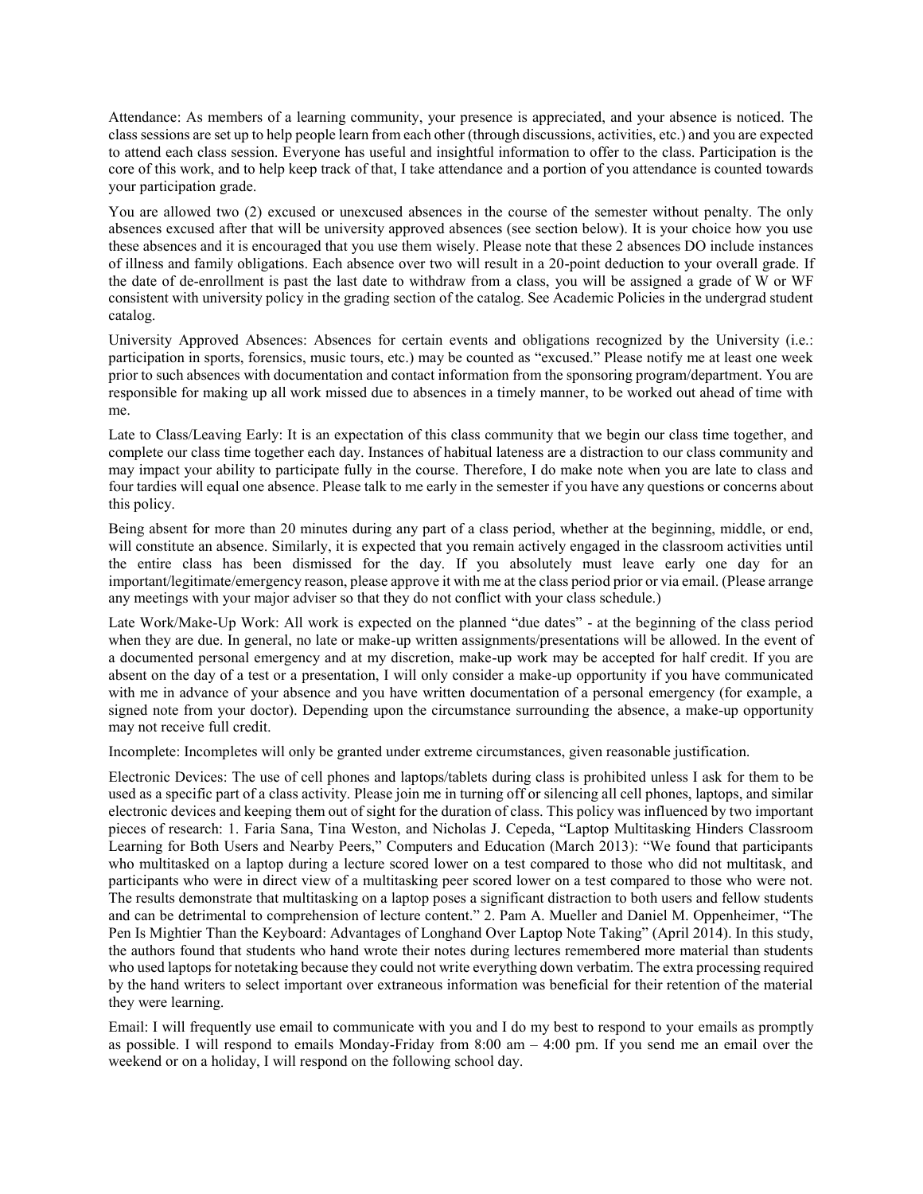Attendance: As members of a learning community, your presence is appreciated, and your absence is noticed. The class sessions are set up to help people learn from each other (through discussions, activities, etc.) and you are expected to attend each class session. Everyone has useful and insightful information to offer to the class. Participation is the core of this work, and to help keep track of that, I take attendance and a portion of you attendance is counted towards your participation grade.

You are allowed two (2) excused or unexcused absences in the course of the semester without penalty. The only absences excused after that will be university approved absences (see section below). It is your choice how you use these absences and it is encouraged that you use them wisely. Please note that these 2 absences DO include instances of illness and family obligations. Each absence over two will result in a 20-point deduction to your overall grade. If the date of de-enrollment is past the last date to withdraw from a class, you will be assigned a grade of W or WF consistent with university policy in the grading section of the catalog. See Academic Policies in the undergrad student catalog.

University Approved Absences: Absences for certain events and obligations recognized by the University (i.e.: participation in sports, forensics, music tours, etc.) may be counted as "excused." Please notify me at least one week prior to such absences with documentation and contact information from the sponsoring program/department. You are responsible for making up all work missed due to absences in a timely manner, to be worked out ahead of time with me.

Late to Class/Leaving Early: It is an expectation of this class community that we begin our class time together, and complete our class time together each day. Instances of habitual lateness are a distraction to our class community and may impact your ability to participate fully in the course. Therefore, I do make note when you are late to class and four tardies will equal one absence. Please talk to me early in the semester if you have any questions or concerns about this policy.

Being absent for more than 20 minutes during any part of a class period, whether at the beginning, middle, or end, will constitute an absence. Similarly, it is expected that you remain actively engaged in the classroom activities until the entire class has been dismissed for the day. If you absolutely must leave early one day for an important/legitimate/emergency reason, please approve it with me at the class period prior or via email. (Please arrange any meetings with your major adviser so that they do not conflict with your class schedule.)

Late Work/Make-Up Work: All work is expected on the planned "due dates" - at the beginning of the class period when they are due. In general, no late or make-up written assignments/presentations will be allowed. In the event of a documented personal emergency and at my discretion, make-up work may be accepted for half credit. If you are absent on the day of a test or a presentation, I will only consider a make-up opportunity if you have communicated with me in advance of your absence and you have written documentation of a personal emergency (for example, a signed note from your doctor). Depending upon the circumstance surrounding the absence, a make-up opportunity may not receive full credit.

Incomplete: Incompletes will only be granted under extreme circumstances, given reasonable justification.

Electronic Devices: The use of cell phones and laptops/tablets during class is prohibited unless I ask for them to be used as a specific part of a class activity. Please join me in turning off or silencing all cell phones, laptops, and similar electronic devices and keeping them out of sight for the duration of class. This policy was influenced by two important pieces of research: 1. Faria Sana, Tina Weston, and Nicholas J. Cepeda, "Laptop Multitasking Hinders Classroom Learning for Both Users and Nearby Peers," Computers and Education (March 2013): "We found that participants who multitasked on a laptop during a lecture scored lower on a test compared to those who did not multitask, and participants who were in direct view of a multitasking peer scored lower on a test compared to those who were not. The results demonstrate that multitasking on a laptop poses a significant distraction to both users and fellow students and can be detrimental to comprehension of lecture content." 2. Pam A. Mueller and Daniel M. Oppenheimer, "The Pen Is Mightier Than the Keyboard: Advantages of Longhand Over Laptop Note Taking" (April 2014). In this study, the authors found that students who hand wrote their notes during lectures remembered more material than students who used laptops for notetaking because they could not write everything down verbatim. The extra processing required by the hand writers to select important over extraneous information was beneficial for their retention of the material they were learning.

Email: I will frequently use email to communicate with you and I do my best to respond to your emails as promptly as possible. I will respond to emails Monday-Friday from 8:00 am – 4:00 pm. If you send me an email over the weekend or on a holiday, I will respond on the following school day.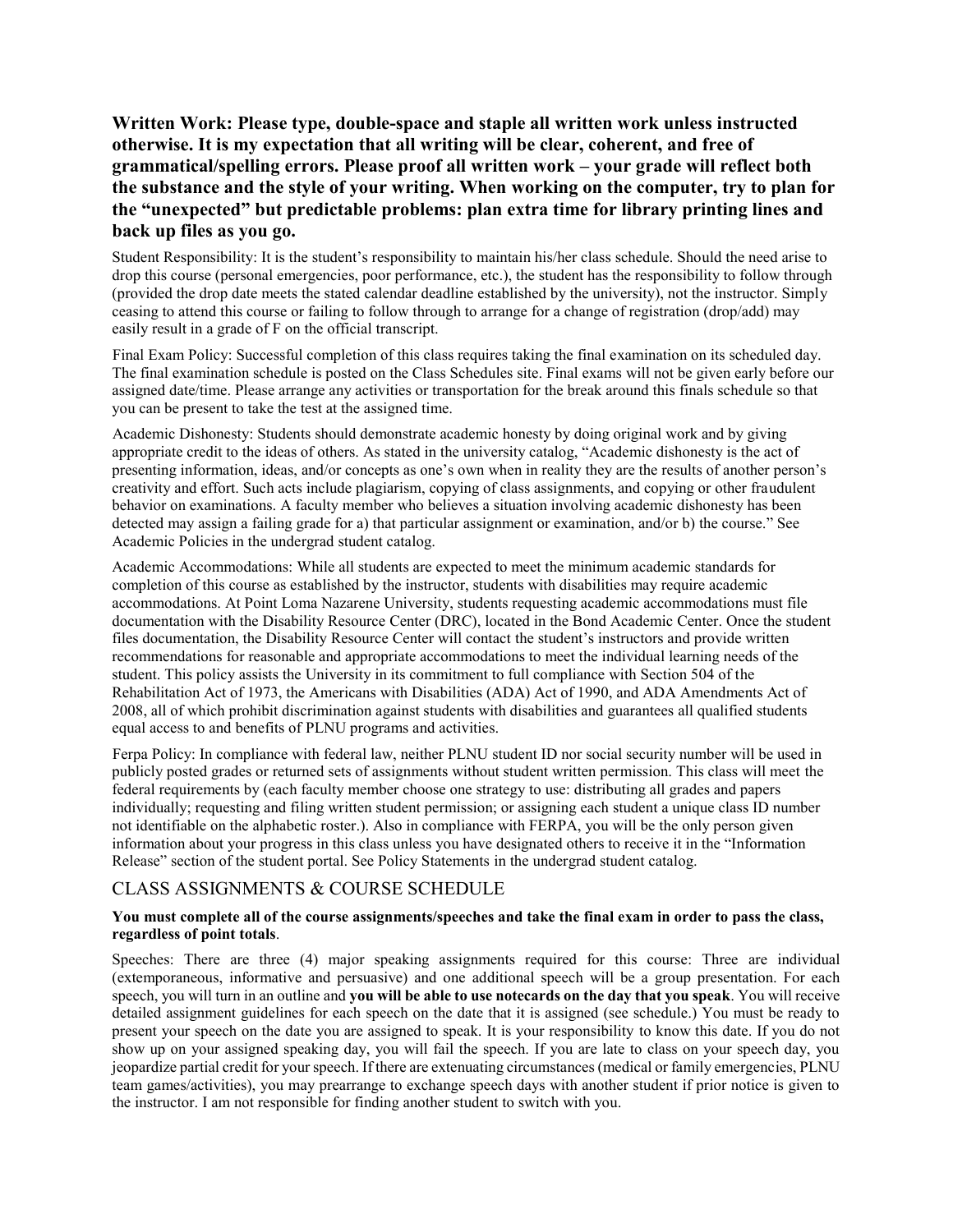**Written Work: Please type, double-space and staple all written work unless instructed otherwise. It is my expectation that all writing will be clear, coherent, and free of grammatical/spelling errors. Please proof all written work – your grade will reflect both the substance and the style of your writing. When working on the computer, try to plan for the "unexpected" but predictable problems: plan extra time for library printing lines and back up files as you go.**

Student Responsibility: It is the student's responsibility to maintain his/her class schedule. Should the need arise to drop this course (personal emergencies, poor performance, etc.), the student has the responsibility to follow through (provided the drop date meets the stated calendar deadline established by the university), not the instructor. Simply ceasing to attend this course or failing to follow through to arrange for a change of registration (drop/add) may easily result in a grade of F on the official transcript.

Final Exam Policy: Successful completion of this class requires taking the final examination on its scheduled day. The final examination schedule is posted on the Class Schedules site. Final exams will not be given early before our assigned date/time. Please arrange any activities or transportation for the break around this finals schedule so that you can be present to take the test at the assigned time.

Academic Dishonesty: Students should demonstrate academic honesty by doing original work and by giving appropriate credit to the ideas of others. As stated in the university catalog, "Academic dishonesty is the act of presenting information, ideas, and/or concepts as one's own when in reality they are the results of another person's creativity and effort. Such acts include plagiarism, copying of class assignments, and copying or other fraudulent behavior on examinations. A faculty member who believes a situation involving academic dishonesty has been detected may assign a failing grade for a) that particular assignment or examination, and/or b) the course." See Academic Policies in the undergrad student catalog.

Academic Accommodations: While all students are expected to meet the minimum academic standards for completion of this course as established by the instructor, students with disabilities may require academic accommodations. At Point Loma Nazarene University, students requesting academic accommodations must file documentation with the Disability Resource Center (DRC), located in the Bond Academic Center. Once the student files documentation, the Disability Resource Center will contact the student's instructors and provide written recommendations for reasonable and appropriate accommodations to meet the individual learning needs of the student. This policy assists the University in its commitment to full compliance with Section 504 of the Rehabilitation Act of 1973, the Americans with Disabilities (ADA) Act of 1990, and ADA Amendments Act of 2008, all of which prohibit discrimination against students with disabilities and guarantees all qualified students equal access to and benefits of PLNU programs and activities.

Ferpa Policy: In compliance with federal law, neither PLNU student ID nor social security number will be used in publicly posted grades or returned sets of assignments without student written permission. This class will meet the federal requirements by (each faculty member choose one strategy to use: distributing all grades and papers individually; requesting and filing written student permission; or assigning each student a unique class ID number not identifiable on the alphabetic roster.). Also in compliance with FERPA, you will be the only person given information about your progress in this class unless you have designated others to receive it in the "Information Release" section of the student portal. See Policy Statements in the undergrad student catalog.

## CLASS ASSIGNMENTS & COURSE SCHEDULE

**You must complete all of the course assignments/speeches and take the final exam in order to pass the class, regardless of point totals**.

Speeches: There are three (4) major speaking assignments required for this course: Three are individual (extemporaneous, informative and persuasive) and one additional speech will be a group presentation. For each speech, you will turn in an outline and **you will be able to use notecards on the day that you speak**. You will receive detailed assignment guidelines for each speech on the date that it is assigned (see schedule.) You must be ready to present your speech on the date you are assigned to speak. It is your responsibility to know this date. If you do not show up on your assigned speaking day, you will fail the speech. If you are late to class on your speech day, you jeopardize partial credit for your speech. If there are extenuating circumstances (medical or family emergencies, PLNU team games/activities), you may prearrange to exchange speech days with another student if prior notice is given to the instructor. I am not responsible for finding another student to switch with you.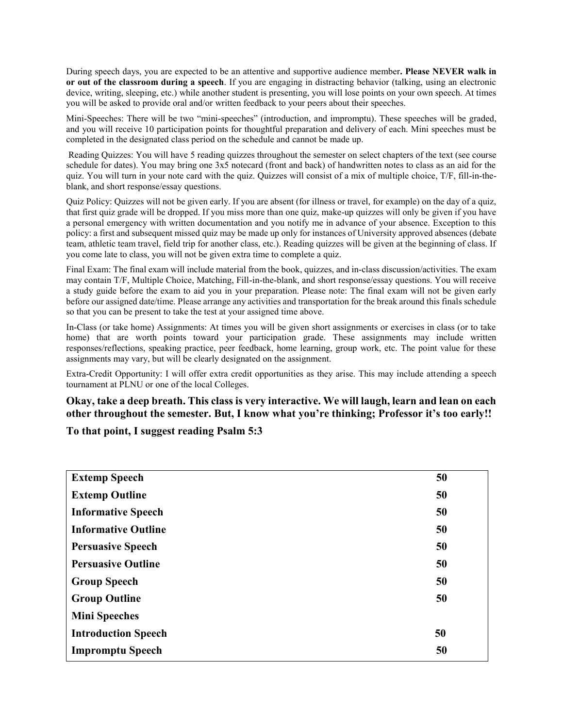During speech days, you are expected to be an attentive and supportive audience member**. Please NEVER walk in or out of the classroom during a speech**. If you are engaging in distracting behavior (talking, using an electronic device, writing, sleeping, etc.) while another student is presenting, you will lose points on your own speech. At times you will be asked to provide oral and/or written feedback to your peers about their speeches.

Mini-Speeches: There will be two "mini-speeches" (introduction, and impromptu). These speeches will be graded, and you will receive 10 participation points for thoughtful preparation and delivery of each. Mini speeches must be completed in the designated class period on the schedule and cannot be made up.

Reading Quizzes: You will have 5 reading quizzes throughout the semester on select chapters of the text (see course schedule for dates). You may bring one 3x5 notecard (front and back) of handwritten notes to class as an aid for the quiz. You will turn in your note card with the quiz. Quizzes will consist of a mix of multiple choice, T/F, fill-in-the-blank, and short response/essay questions.

Quiz Policy: Quizzes will not be given early. If you are absent (for illness or travel, for example) on the day of a quiz, that first quiz grade will be dropped. If you miss more than one quiz, make-up quizzes will only be given if you have a personal emergency with written documentation and you notify me in advance of your absence. Exception to this policy: a first and subsequent missed quiz may be made up only for instances of University approved absences (debate team, athletic team travel, field trip for another class, etc.). Reading quizzes will be given at the beginning of class. If you come late to class, you will not be given extra time to complete a quiz.

Final Exam: The final exam will include material from the book, quizzes, and in-class discussion/activities. The exam may contain T/F, Multiple Choice, Matching, Fill-in-the-blank, and short response/essay questions. You will receive a study guide before the exam to aid you in your preparation. Please note: The final exam will not be given early before our assigned date/time. Please arrange any activities and transportation for the break around this finals schedule so that you can be present to take the test at your assigned time above.

In-Class (or take home) Assignments: At times you will be given short assignments or exercises in class (or to take home) that are worth points toward your participation grade. These assignments may include written responses/reflections, speaking practice, peer feedback, home learning, group work, etc. The point value for these assignments may vary, but will be clearly designated on the assignment.

Extra-Credit Opportunity: I will offer extra credit opportunities as they arise. This may include attending a speech tournament at PLNU or one of the local Colleges.

**Okay, take a deep breath. This class is very interactive. We will laugh, learn and lean on each other throughout the semester. But, I know what you're thinking; Professor it's too early!!**

**To that point, I suggest reading Psalm 5:3**

| | |
|---|---|
| **Extemp Speech** | **50** |
| **Extemp Outline** | **50** |
| **Informative Speech** | **50** |
| **Informative Outline** | **50** |
| **Persuasive Speech** | **50** |
| **Persuasive Outline** | **50** |
| **Group Speech** | **50** |
| **Group Outline** | **50** |
| **Mini Speeches** | |
| **Introduction Speech** | **50** |
| **Impromptu Speech** | **50** |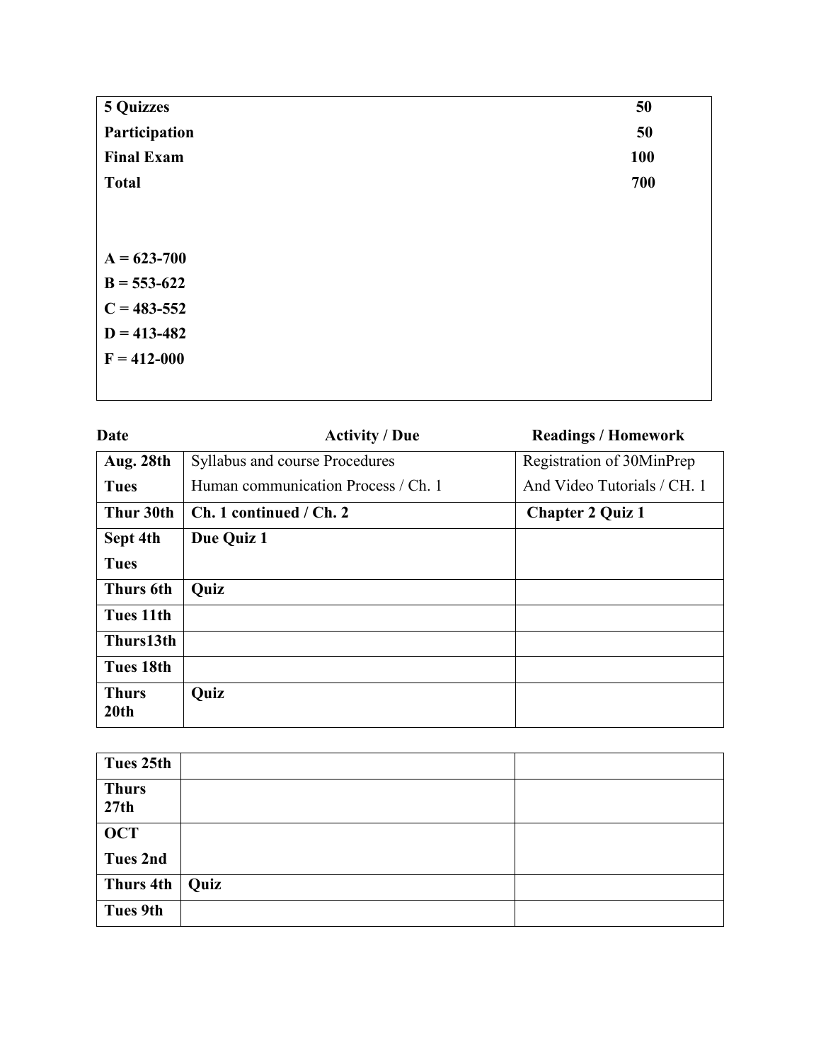| | |
|---|---|
| **5 Quizzes** | **50** |
| **Participation** | **50** |
| **Final Exam** | **100** |
| **Total** | **700** |

**A = 623-700**
**B = 553-622**
**C = 483-552**
**D = 413-482**
**F = 412-000**

| Date | Activity / Due | Readings / Homework |
|---|---|---|
| **Aug. 28th Tues** | Syllabus and course Procedures<br>Human communication Process / Ch. 1 | Registration of 30MinPrep<br>And Video Tutorials / CH. 1 |
| **Thur 30th** | **Ch. 1 continued / Ch. 2** | **Chapter 2 Quiz 1** |
| **Sept 4th Tues** | **Due Quiz 1** | |
| **Thurs 6th** | **Quiz** | |
| **Tues 11th** | | |
| **Thurs13th** | | |
| **Tues 18th** | | |
| **Thurs 20th** | **Quiz** | |
| **Tues 25th** | | |
| **Thurs 27th** | | |
| **OCT Tues 2nd** | | |
| **Thurs 4th** | **Quiz** | |
| **Tues 9th** | | |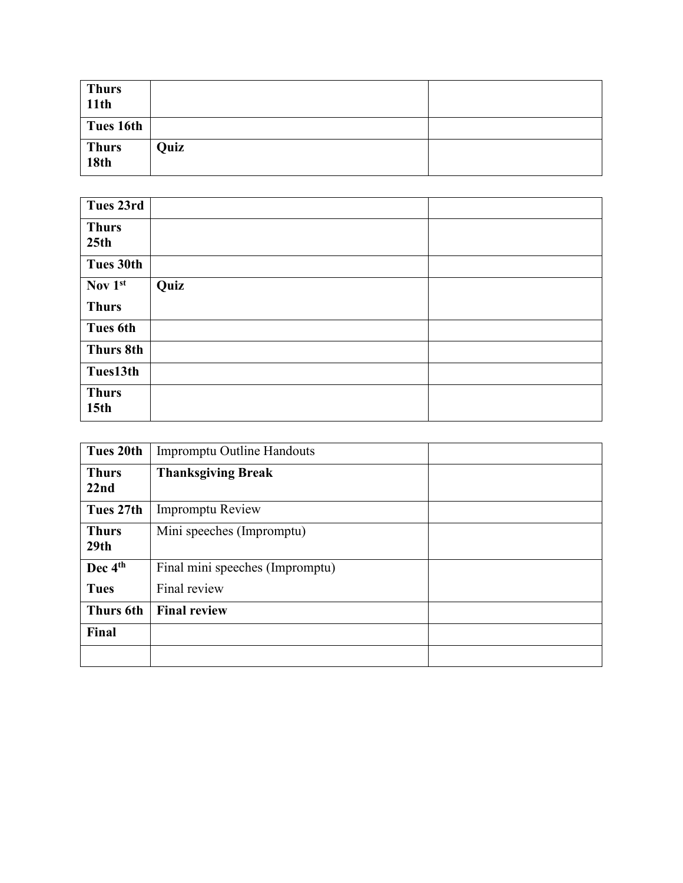| | | |
|---|---|---|
| **Thurs 11th** | | |
| **Tues 16th** | | |
| **Thurs 18th** | **Quiz** | |

| | | |
|---|---|---|
| **Tues 23rd** | | |
| **Thurs 25th** | | |
| **Tues 30th** | | |
| **Nov 1st Thurs** | **Quiz** | |
| **Tues 6th** | | |
| **Thurs 8th** | | |
| **Tues13th** | | |
| **Thurs 15th** | | |

| | | |
|---|---|---|
| **Tues 20th** | Impromptu Outline Handouts | |
| **Thurs 22nd** | **Thanksgiving Break** | |
| **Tues 27th** | Impromptu Review | |
| **Thurs 29th** | Mini speeches (Impromptu) | |
| **Dec 4th Tues** | Final mini speeches (Impromptu)<br>Final review | |
| **Thurs 6th** | **Final review** | |
| **Final** | | |
| | | |